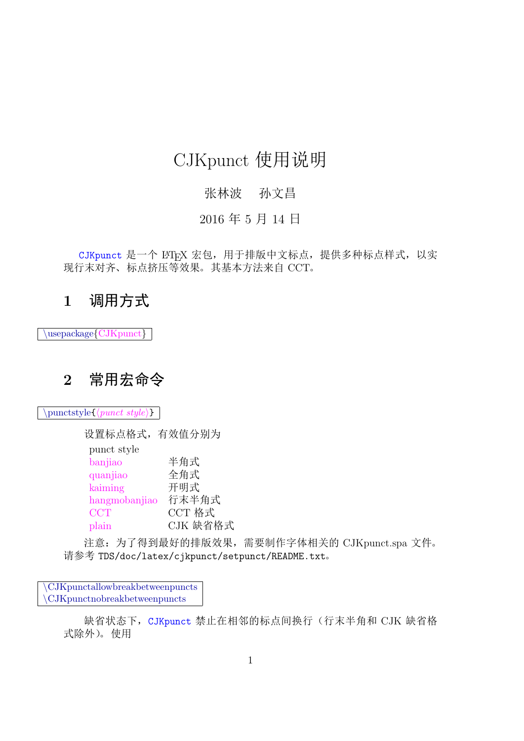# CJKpunct 使用说明

张林波　　孙文昌

2016 年 5 月 14 日

`CJKpunct` 是一个 LaTeX 宏包，用于排版中文标点，提供多种标点样式，以实现行末对齐、标点挤压等效果。其基本方法来自 CCT。

## 1　调用方式

```
\usepackage{CJKpunct}
```

## 2　常用宏命令

```
\punctstyle{⟨punct style⟩}
```

设置标点格式，有效值分别为

| punct style | |
|---|---|
| banjiao | 半角式 |
| quanjiao | 全角式 |
| kaiming | 开明式 |
| hangmobanjiao | 行末半角式 |
| CCT | CCT 格式 |
| plain | CJK 缺省格式 |

注意：为了得到最好的排版效果，需要制作字体相关的 CJKpunct.spa 文件。请参考 `TDS/doc/latex/cjkpunct/setpunct/README.txt`。

```
\CJKpunctallowbreakbetweenpuncts
\CJKpunctnobreakbetweenpuncts
```

缺省状态下，`CJKpunct` 禁止在相邻的标点间换行（行末半角和 CJK 缺省格式除外）。使用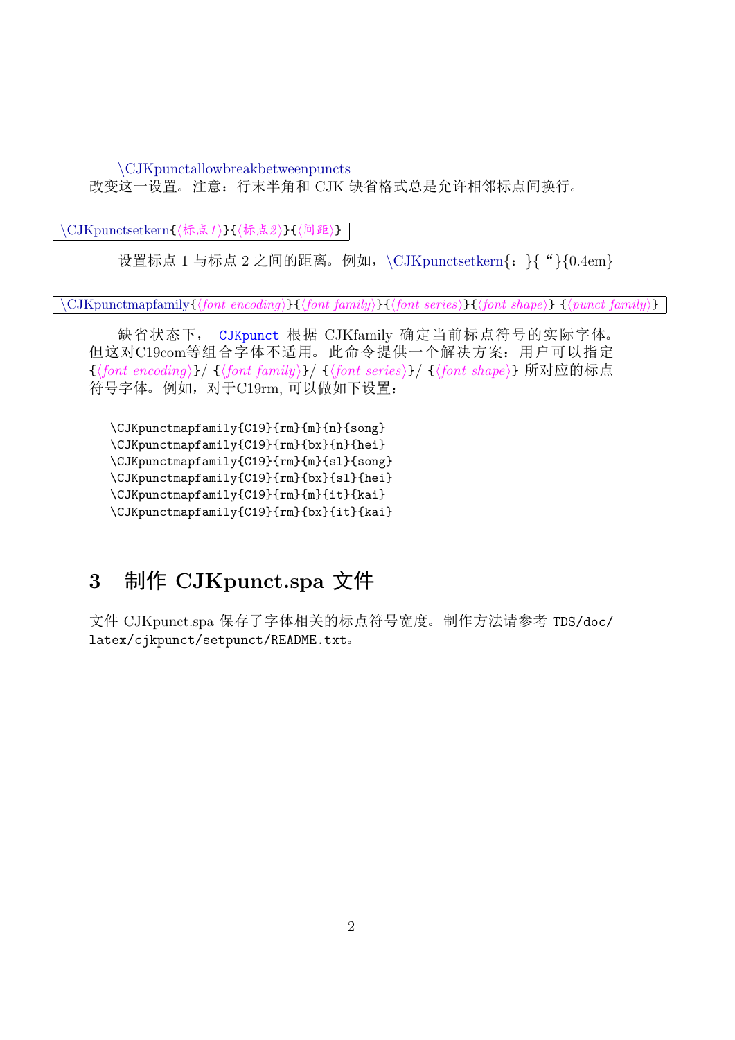\CJKpunctallowbreakbetweenpuncts
改变这一设置。注意：行末半角和 CJK 缺省格式总是允许相邻标点间换行。

\CJKpunctsetkern{⟨标点1⟩}{⟨标点2⟩}{⟨间距⟩}

设置标点 1 与标点 2 之间的距离。例如，\CJKpunctsetkern{：}{“}{0.4em}

\CJKpunctmapfamily{⟨font encoding⟩}{⟨font family⟩}{⟨font series⟩}{⟨font shape⟩} {⟨punct family⟩}

缺省状态下， CJKpunct 根据 CJKfamily 确定当前标点符号的实际字体。但这对C19com等组合字体不适用。此命令提供一个解决方案：用户可以指定 {⟨font encoding⟩}/ {⟨font family⟩}/ {⟨font series⟩}/ {⟨font shape⟩} 所对应的标点符号字体。例如，对于C19rm, 可以做如下设置：

```
\CJKpunctmapfamily{C19}{rm}{m}{n}{song}
\CJKpunctmapfamily{C19}{rm}{bx}{n}{hei}
\CJKpunctmapfamily{C19}{rm}{m}{sl}{song}
\CJKpunctmapfamily{C19}{rm}{bx}{sl}{hei}
\CJKpunctmapfamily{C19}{rm}{m}{it}{kai}
\CJKpunctmapfamily{C19}{rm}{bx}{it}{kai}
```

## 3 制作 CJKpunct.spa 文件

文件 CJKpunct.spa 保存了字体相关的标点符号宽度。制作方法请参考 `TDS/doc/latex/cjkpunct/setpunct/README.txt`。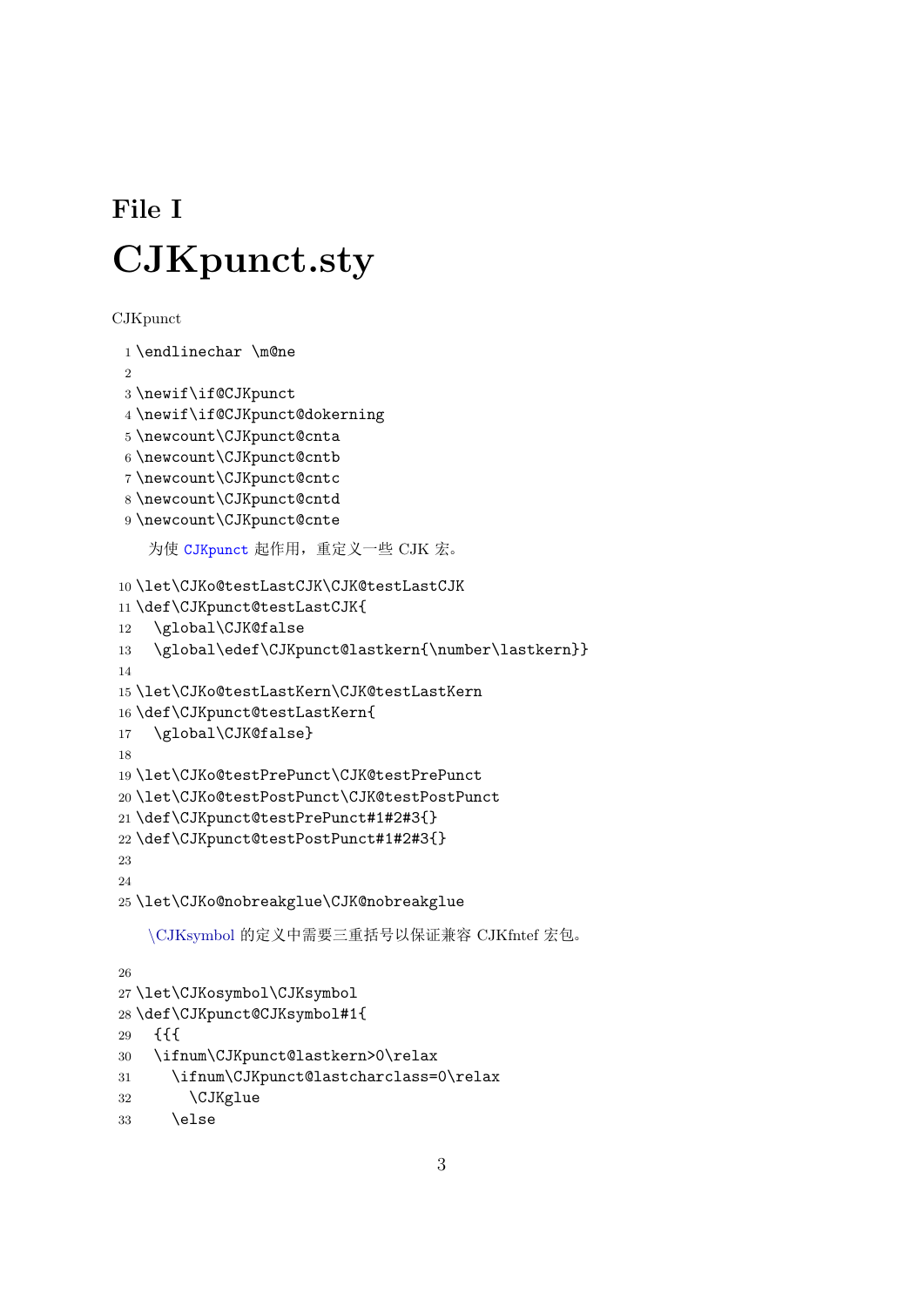# File I

# CJKpunct.sty

CJKpunct

```
1 \endlinechar \m@ne
2
3 \newif\if@CJKpunct
4 \newif\if@CJKpunct@dokerning
5 \newcount\CJKpunct@cnta
6 \newcount\CJKpunct@cntb
7 \newcount\CJKpunct@cntc
8 \newcount\CJKpunct@cntd
9 \newcount\CJKpunct@cnte
```

为使 CJKpunct 起作用，重定义一些 CJK 宏。

```
10 \let\CJKo@testLastCJK\CJK@testLastCJK
11 \def\CJKpunct@testLastCJK{
12   \global\CJK@false
13   \global\edef\CJKpunct@lastkern{\number\lastkern}}
14
15 \let\CJKo@testLastKern\CJK@testLastKern
16 \def\CJKpunct@testLastKern{
17   \global\CJK@false}
18
19 \let\CJKo@testPrePunct\CJK@testPrePunct
20 \let\CJKo@testPostPunct\CJK@testPostPunct
21 \def\CJKpunct@testPrePunct#1#2#3{}
22 \def\CJKpunct@testPostPunct#1#2#3{}
23
24
25 \let\CJKo@nobreakglue\CJK@nobreakglue
```

\CJKsymbol 的定义中需要三重括号以保证兼容 CJKfntef 宏包。

```
26
27 \let\CJKosymbol\CJKsymbol
28 \def\CJKpunct@CJKsymbol#1{
29   {{{
30   \ifnum\CJKpunct@lastkern>0\relax
31     \ifnum\CJKpunct@lastcharclass=0\relax
32       \CJKglue
33     \else
```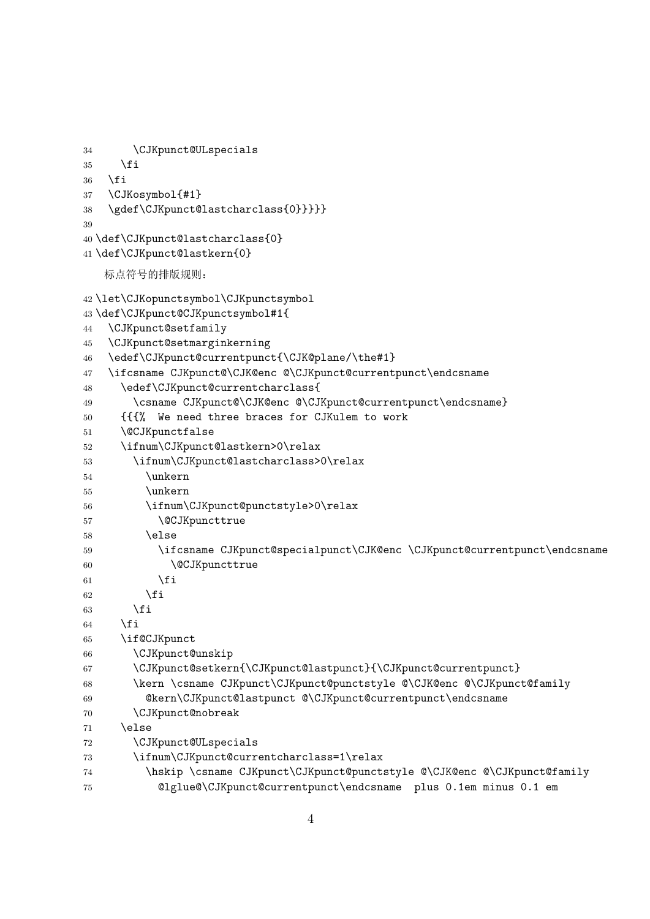```
34       \CJKpunct@ULspecials
35     \fi
36   \fi
37   \CJKosymbol{#1}
38   \gdef\CJKpunct@lastcharclass{0}}}}}
39
40 \def\CJKpunct@lastcharclass{0}
41 \def\CJKpunct@lastkern{0}
```

标点符号的排版规则：

```
42 \let\CJKopunctsymbol\CJKpunctsymbol
43 \def\CJKpunct@CJKpunctsymbol#1{
44   \CJKpunct@setfamily
45   \CJKpunct@setmarginkerning
46   \edef\CJKpunct@currentpunct{\CJK@plane/\the#1}
47   \ifcsname CJKpunct@\CJK@enc @\CJKpunct@currentpunct\endcsname
48     \edef\CJKpunct@currentcharclass{
49       \csname CJKpunct@\CJK@enc @\CJKpunct@currentpunct\endcsname}
50     {{{%  We need three braces for CJKulem to work
51     \@CJKpunctfalse
52     \ifnum\CJKpunct@lastkern>0\relax
53       \ifnum\CJKpunct@lastcharclass>0\relax
54         \unkern
55         \unkern
56         \ifnum\CJKpunct@punctstyle>0\relax
57           \@CJKpuncttrue
58         \else
59           \ifcsname CJKpunct@specialpunct\CJK@enc \CJKpunct@currentpunct\endcsname
60             \@CJKpuncttrue
61           \fi
62         \fi
63       \fi
64     \fi
65     \if@CJKpunct
66       \CJKpunct@unskip
67       \CJKpunct@setkern{\CJKpunct@lastpunct}{\CJKpunct@currentpunct}
68       \kern \csname CJKpunct\CJKpunct@punctstyle @\CJK@enc @\CJKpunct@family
69         @kern\CJKpunct@lastpunct @\CJKpunct@currentpunct\endcsname
70       \CJKpunct@nobreak
71     \else
72       \CJKpunct@ULspecials
73       \ifnum\CJKpunct@currentcharclass=1\relax
74         \hskip \csname CJKpunct\CJKpunct@punctstyle @\CJK@enc @\CJKpunct@family
75           @lglue@\CJKpunct@currentpunct\endcsname  plus 0.1em minus 0.1 em
```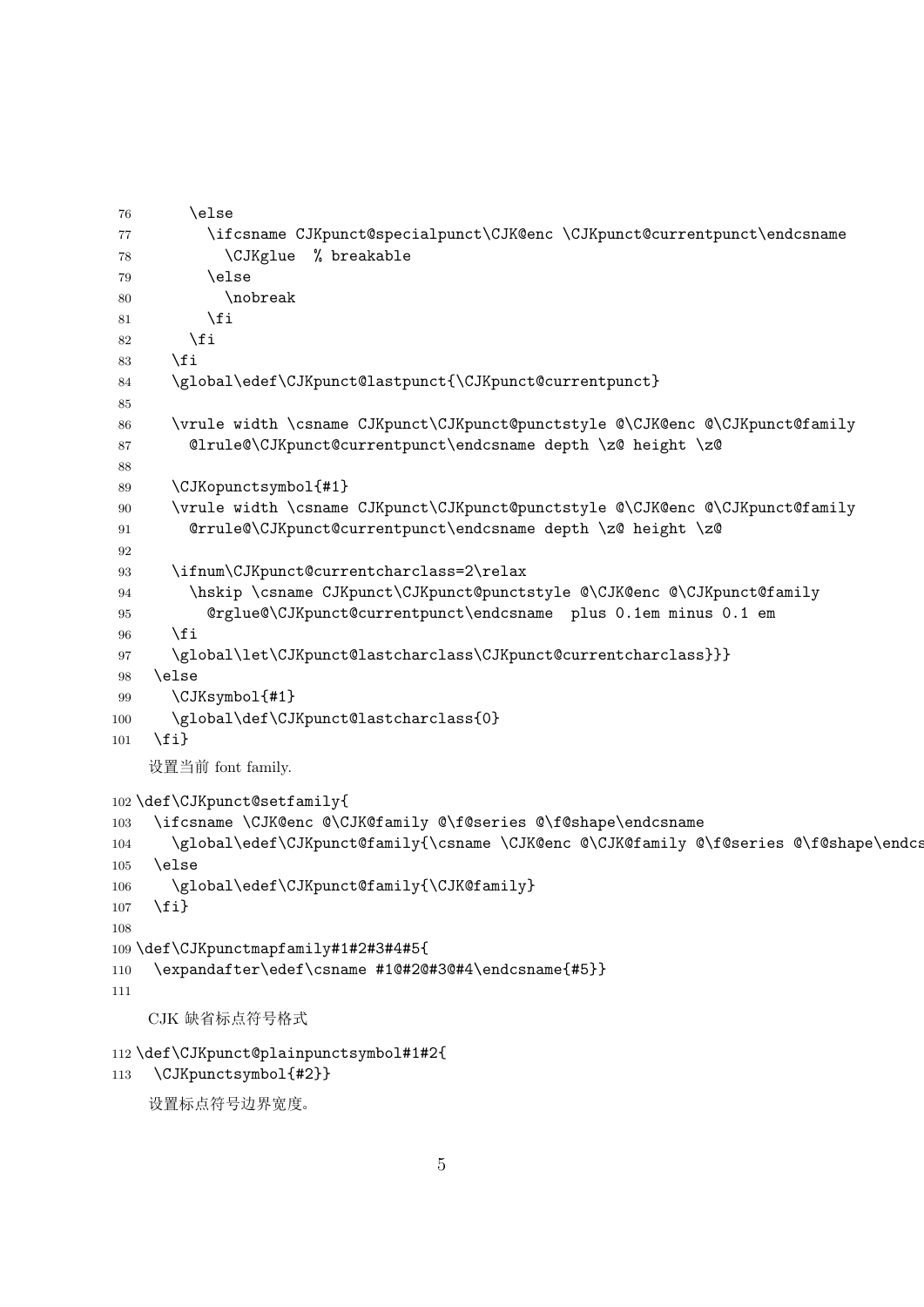```
76      \else
77        \ifcsname CJKpunct@specialpunct\CJK@enc \CJKpunct@currentpunct\endcsname
78          \CJKglue  % breakable
79        \else
80          \nobreak
81        \fi
82      \fi
83    \fi
84    \global\edef\CJKpunct@lastpunct{\CJKpunct@currentpunct}
85
86    \vrule width \csname CJKpunct\CJKpunct@punctstyle @\CJK@enc @\CJKpunct@family
87      @lrule@\CJKpunct@currentpunct\endcsname depth \z@ height \z@
88
89    \CJKopunctsymbol{#1}
90    \vrule width \csname CJKpunct\CJKpunct@punctstyle @\CJK@enc @\CJKpunct@family
91      @rrule@\CJKpunct@currentpunct\endcsname depth \z@ height \z@
92
93    \ifnum\CJKpunct@currentcharclass=2\relax
94      \hskip \csname CJKpunct\CJKpunct@punctstyle @\CJK@enc @\CJKpunct@family
95        @rglue@\CJKpunct@currentpunct\endcsname  plus 0.1em minus 0.1 em
96    \fi
97    \global\let\CJKpunct@lastcharclass\CJKpunct@currentcharclass}}
98  \else
99    \CJKsymbol{#1}
100   \global\def\CJKpunct@lastcharclass{0}
101 \fi}
```

设置当前 font family.

```
102 \def\CJKpunct@setfamily{
103   \ifcsname \CJK@enc @\CJK@family @\f@series @\f@shape\endcsname
104     \global\edef\CJKpunct@family{\csname \CJK@enc @\CJK@family @\f@series @\f@shape\endcs
105   \else
106     \global\edef\CJKpunct@family{\CJK@family}
107   \fi}
108
109 \def\CJKpunctmapfamily#1#2#3#4#5{
110   \expandafter\edef\csname #1@#2@#3@#4\endcsname{#5}}
111
```

CJK 缺省标点符号格式

```
112 \def\CJKpunct@plainpunctsymbol#1#2{
113   \CJKpunctsymbol{#2}}
```

设置标点符号边界宽度。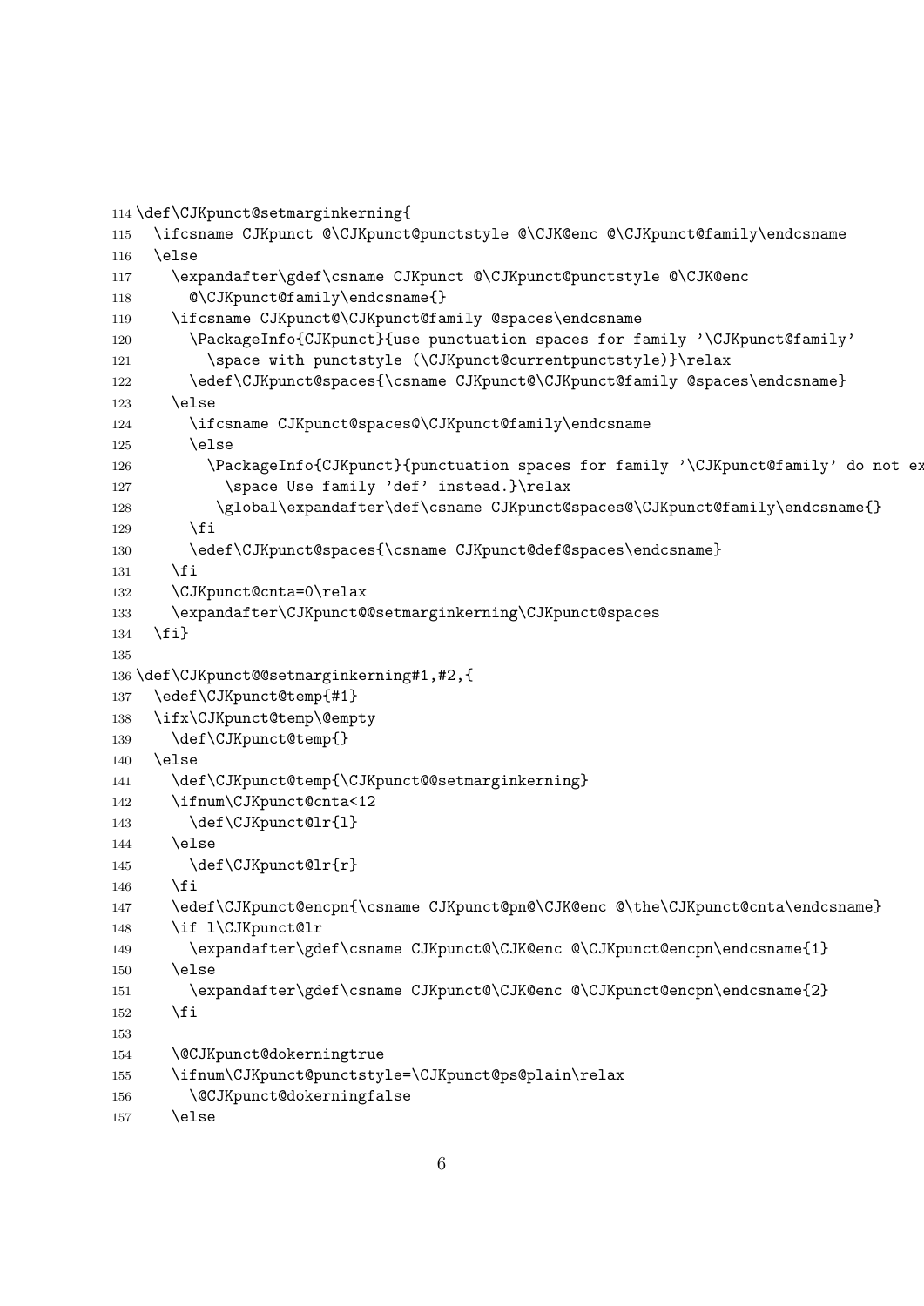```
114 \def\CJKpunct@setmarginkerning{
115   \ifcsname CJKpunct @\CJKpunct@punctstyle @\CJK@enc @\CJKpunct@family\endcsname
116   \else
117     \expandafter\gdef\csname CJKpunct @\CJKpunct@punctstyle @\CJK@enc
118       @\CJKpunct@family\endcsname{}
119     \ifcsname CJKpunct@\CJKpunct@family @spaces\endcsname
120       \PackageInfo{CJKpunct}{use punctuation spaces for family '\CJKpunct@family'
121         \space with punctstyle (\CJKpunct@currentpunctstyle)}\relax
122       \edef\CJKpunct@spaces{\csname CJKpunct@\CJKpunct@family @spaces\endcsname}
123     \else
124       \ifcsname CJKpunct@spaces@\CJKpunct@family\endcsname
125       \else
126         \PackageInfo{CJKpunct}{punctuation spaces for family '\CJKpunct@family' do not ex
127           \space Use family 'def' instead.}\relax
128         \global\expandafter\def\csname CJKpunct@spaces@\CJKpunct@family\endcsname{}
129       \fi
130       \edef\CJKpunct@spaces{\csname CJKpunct@def@spaces\endcsname}
131     \fi
132     \CJKpunct@cnta=0\relax
133     \expandafter\CJKpunct@@setmarginkerning\CJKpunct@spaces
134   \fi}
135
136 \def\CJKpunct@@setmarginkerning#1,#2,{
137   \edef\CJKpunct@temp{#1}
138   \ifx\CJKpunct@temp\@empty
139     \def\CJKpunct@temp{}
140   \else
141     \def\CJKpunct@temp{\CJKpunct@@setmarginkerning}
142     \ifnum\CJKpunct@cnta<12
143       \def\CJKpunct@lr{l}
144     \else
145       \def\CJKpunct@lr{r}
146     \fi
147     \edef\CJKpunct@encpn{\csname CJKpunct@pn@\CJK@enc @\the\CJKpunct@cnta\endcsname}
148     \if l\CJKpunct@lr
149       \expandafter\gdef\csname CJKpunct@\CJK@enc @\CJKpunct@encpn\endcsname{1}
150     \else
151       \expandafter\gdef\csname CJKpunct@\CJK@enc @\CJKpunct@encpn\endcsname{2}
152     \fi
153
154     \@CJKpunct@dokerningtrue
155     \ifnum\CJKpunct@punctstyle=\CJKpunct@ps@plain\relax
156       \@CJKpunct@dokerningfalse
157     \else
```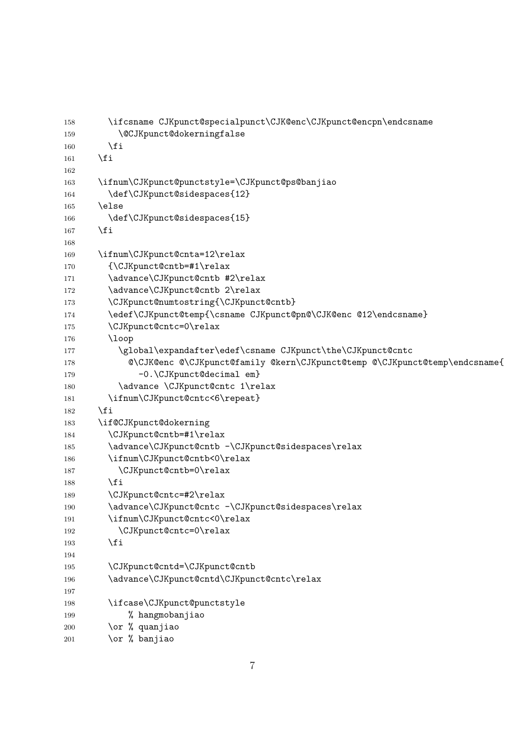```
158       \ifcsname CJKpunct@specialpunct\CJK@enc\CJKpunct@encpn\endcsname
159         \@CJKpunct@dokerningfalse
160       \fi
161     \fi
162 
163     \ifnum\CJKpunct@punctstyle=\CJKpunct@ps@banjiao
164       \def\CJKpunct@sidespaces{12}
165     \else
166       \def\CJKpunct@sidespaces{15}
167     \fi
168 
169     \ifnum\CJKpunct@cnta=12\relax
170       {\CJKpunct@cntb=#1\relax
171       \advance\CJKpunct@cntb #2\relax
172       \advance\CJKpunct@cntb 2\relax
173       \CJKpunct@numtostring{\CJKpunct@cntb}
174       \edef\CJKpunct@temp{\csname CJKpunct@pn@\CJK@enc @12\endcsname}
175       \CJKpunct@cntc=0\relax
176       \loop
177         \global\expandafter\edef\csname CJKpunct\the\CJKpunct@cntc
178           @\CJK@enc @\CJKpunct@family @kern\CJKpunct@temp @\CJKpunct@temp\endcsname{
179             -0.\CJKpunct@decimal em}
180         \advance \CJKpunct@cntc 1\relax
181       \ifnum\CJKpunct@cntc<6\repeat}
182     \fi
183     \if@CJKpunct@dokerning
184       \CJKpunct@cntb=#1\relax
185       \advance\CJKpunct@cntb -\CJKpunct@sidespaces\relax
186       \ifnum\CJKpunct@cntb<0\relax
187         \CJKpunct@cntb=0\relax
188       \fi
189       \CJKpunct@cntc=#2\relax
190       \advance\CJKpunct@cntc -\CJKpunct@sidespaces\relax
191       \ifnum\CJKpunct@cntc<0\relax
192         \CJKpunct@cntc=0\relax
193       \fi
194 
195       \CJKpunct@cntd=\CJKpunct@cntb
196       \advance\CJKpunct@cntd\CJKpunct@cntc\relax
197 
198       \ifcase\CJKpunct@punctstyle
199           % hangmobanjiao
200       \or % quanjiao
201       \or % banjiao
```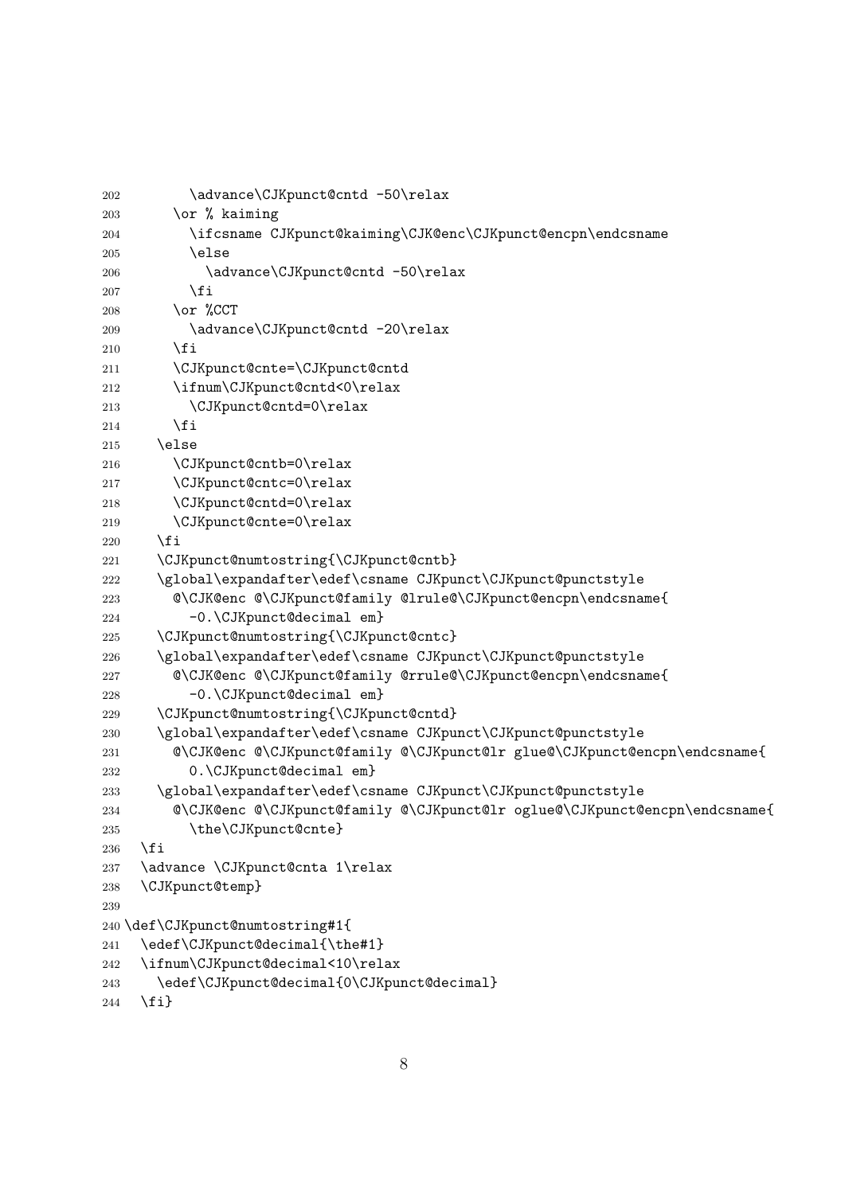```
202         \advance\CJKpunct@cntd -50\relax
203       \or % kaiming
204         \ifcsname CJKpunct@kaiming\CJK@enc\CJKpunct@encpn\endcsname
205         \else
206           \advance\CJKpunct@cntd -50\relax
207         \fi
208       \or %CCT
209         \advance\CJKpunct@cntd -20\relax
210       \fi
211       \CJKpunct@cnte=\CJKpunct@cntd
212       \ifnum\CJKpunct@cntd<0\relax
213         \CJKpunct@cntd=0\relax
214       \fi
215     \else
216       \CJKpunct@cntb=0\relax
217       \CJKpunct@cntc=0\relax
218       \CJKpunct@cntd=0\relax
219       \CJKpunct@cnte=0\relax
220     \fi
221     \CJKpunct@numtostring{\CJKpunct@cntb}
222     \global\expandafter\edef\csname CJKpunct\CJKpunct@punctstyle
223       @\CJK@enc @\CJKpunct@family @lrule@\CJKpunct@encpn\endcsname{
224         -0.\CJKpunct@decimal em}
225     \CJKpunct@numtostring{\CJKpunct@cntc}
226     \global\expandafter\edef\csname CJKpunct\CJKpunct@punctstyle
227       @\CJK@enc @\CJKpunct@family @rrule@\CJKpunct@encpn\endcsname{
228         -0.\CJKpunct@decimal em}
229     \CJKpunct@numtostring{\CJKpunct@cntd}
230     \global\expandafter\edef\csname CJKpunct\CJKpunct@punctstyle
231       @\CJK@enc @\CJKpunct@family @\CJKpunct@lr glue@\CJKpunct@encpn\endcsname{
232         0.\CJKpunct@decimal em}
233     \global\expandafter\edef\csname CJKpunct\CJKpunct@punctstyle
234       @\CJK@enc @\CJKpunct@family @\CJKpunct@lr oglue@\CJKpunct@encpn\endcsname{
235         \the\CJKpunct@cnte}
236   \fi
237   \advance \CJKpunct@cnta 1\relax
238   \CJKpunct@temp}
239
240 \def\CJKpunct@numtostring#1{
241   \edef\CJKpunct@decimal{\the#1}
242   \ifnum\CJKpunct@decimal<10\relax
243     \edef\CJKpunct@decimal{0\CJKpunct@decimal}
244   \fi}
```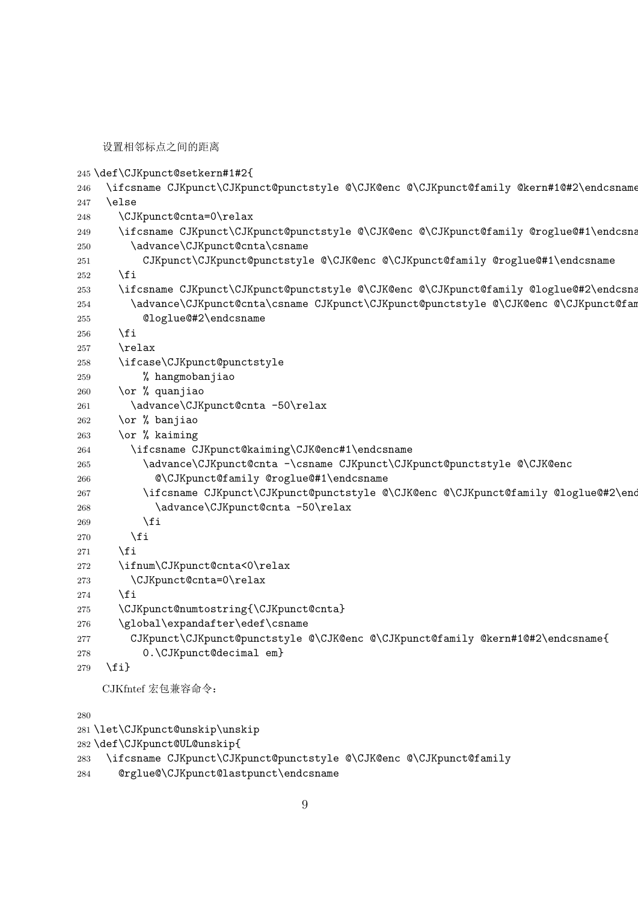设置相邻标点之间的距离

```
245 \def\CJKpunct@setkern#1#2{
246   \ifcsname CJKpunct\CJKpunct@punctstyle @\CJK@enc @\CJKpunct@family @kern#1@#2\endcsname
247   \else
248     \CJKpunct@cnta=0\relax
249     \ifcsname CJKpunct\CJKpunct@punctstyle @\CJK@enc @\CJKpunct@family @roglue@#1\endcsna
250       \advance\CJKpunct@cnta\csname
251         CJKpunct\CJKpunct@punctstyle @\CJK@enc @\CJKpunct@family @roglue@#1\endcsname
252     \fi
253     \ifcsname CJKpunct\CJKpunct@punctstyle @\CJK@enc @\CJKpunct@family @loglue@#2\endcsna
254       \advance\CJKpunct@cnta\csname CJKpunct\CJKpunct@punctstyle @\CJK@enc @\CJKpunct@fam
255         @loglue@#2\endcsname
256     \fi
257     \relax
258     \ifcase\CJKpunct@punctstyle
259         % hangmobanjiao
260     \or % quanjiao
261       \advance\CJKpunct@cnta -50\relax
262     \or % banjiao
263     \or % kaiming
264       \ifcsname CJKpunct@kaiming\CJK@enc#1\endcsname
265         \advance\CJKpunct@cnta -\csname CJKpunct\CJKpunct@punctstyle @\CJK@enc
266           @\CJKpunct@family @roglue@#1\endcsname
267         \ifcsname CJKpunct\CJKpunct@punctstyle @\CJK@enc @\CJKpunct@family @loglue@#2\end
268           \advance\CJKpunct@cnta -50\relax
269         \fi
270       \fi
271     \fi
272     \ifnum\CJKpunct@cnta<0\relax
273       \CJKpunct@cnta=0\relax
274     \fi
275     \CJKpunct@numtostring{\CJKpunct@cnta}
276     \global\expandafter\edef\csname
277       CJKpunct\CJKpunct@punctstyle @\CJK@enc @\CJKpunct@family @kern#1@#2\endcsname{
278         0.\CJKpunct@decimal em}
279   \fi}
```

CJKfntef 宏包兼容命令：

```
280
281 \let\CJKpunct@unskip\unskip
282 \def\CJKpunct@UL@unskip{
283   \ifcsname CJKpunct\CJKpunct@punctstyle @\CJK@enc @\CJKpunct@family
284     @rglue@\CJKpunct@lastpunct\endcsname
```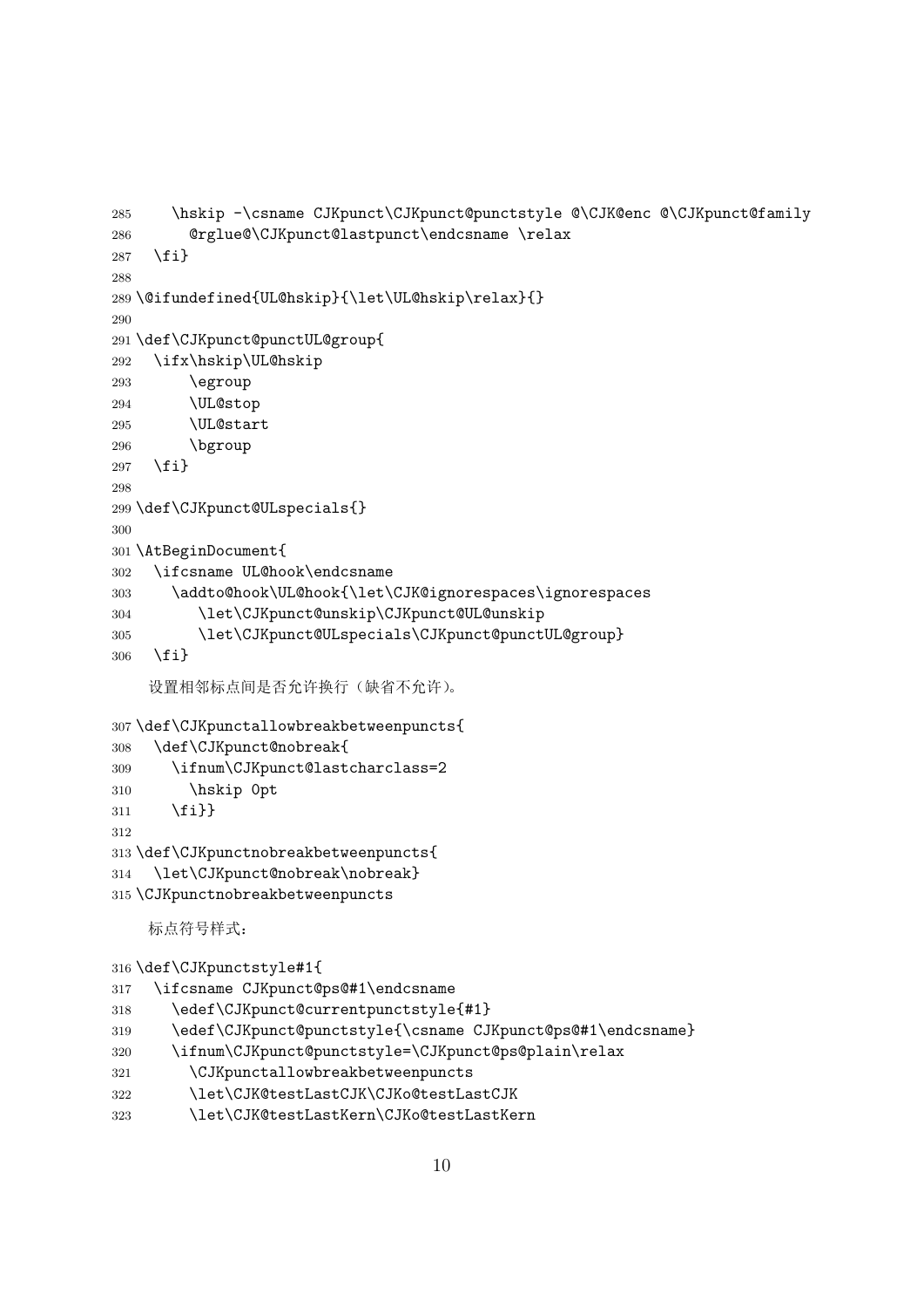```
285     \hskip -\csname CJKpunct\CJKpunct@punctstyle @\CJK@enc @\CJKpunct@family
286       @rglue@\CJKpunct@lastpunct\endcsname \relax
287   \fi}
288
289 \@ifundefined{UL@hskip}{\let\UL@hskip\relax}{}
290
291 \def\CJKpunct@punctUL@group{
292   \ifx\hskip\UL@hskip
293       \egroup
294       \UL@stop
295       \UL@start
296       \bgroup
297   \fi}
298
299 \def\CJKpunct@ULspecials{}
300
301 \AtBeginDocument{
302   \ifcsname UL@hook\endcsname
303     \addto@hook\UL@hook{\let\CJK@ignorespaces\ignorespaces
304       \let\CJKpunct@unskip\CJKpunct@UL@unskip
305       \let\CJKpunct@ULspecials\CJKpunct@punctUL@group}
306   \fi}
```

设置相邻标点间是否允许换行（缺省不允许）。

```
307 \def\CJKpunctallowbreakbetweenpuncts{
308   \def\CJKpunct@nobreak{
309     \ifnum\CJKpunct@lastcharclass=2
310       \hskip 0pt
311     \fi}}
312
313 \def\CJKpunctnobreakbetweenpuncts{
314   \let\CJKpunct@nobreak\nobreak}
315 \CJKpunctnobreakbetweenpuncts
```

标点符号样式：

```
316 \def\CJKpunctstyle#1{
317   \ifcsname CJKpunct@ps@#1\endcsname
318     \edef\CJKpunct@currentpunctstyle{#1}
319     \edef\CJKpunct@punctstyle{\csname CJKpunct@ps@#1\endcsname}
320     \ifnum\CJKpunct@punctstyle=\CJKpunct@ps@plain\relax
321       \CJKpunctallowbreakbetweenpuncts
322       \let\CJK@testLastCJK\CJKo@testLastCJK
323       \let\CJK@testLastKern\CJKo@testLastKern
```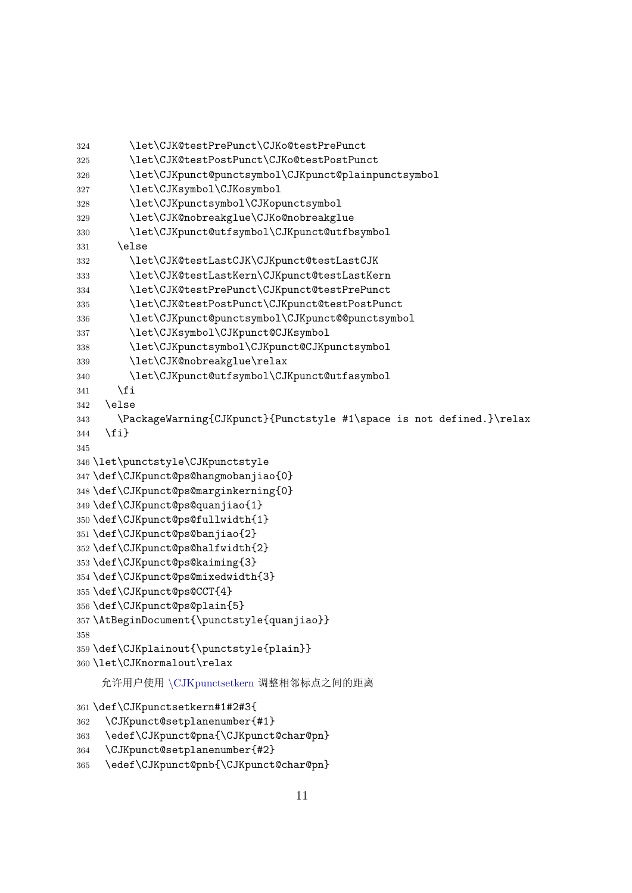```
324       \let\CJK@testPrePunct\CJKo@testPrePunct
325       \let\CJK@testPostPunct\CJKo@testPostPunct
326       \let\CJKpunct@punctsymbol\CJKpunct@plainpunctsymbol
327       \let\CJKsymbol\CJKosymbol
328       \let\CJKpunctsymbol\CJKopunctsymbol
329       \let\CJK@nobreakglue\CJKo@nobreakglue
330       \let\CJKpunct@utfsymbol\CJKpunct@utfbsymbol
331     \else
332       \let\CJK@testLastCJK\CJKpunct@testLastCJK
333       \let\CJK@testLastKern\CJKpunct@testLastKern
334       \let\CJK@testPrePunct\CJKpunct@testPrePunct
335       \let\CJK@testPostPunct\CJKpunct@testPostPunct
336       \let\CJKpunct@punctsymbol\CJKpunct@@punctsymbol
337       \let\CJKsymbol\CJKpunct@CJKsymbol
338       \let\CJKpunctsymbol\CJKpunct@CJKpunctsymbol
339       \let\CJK@nobreakglue\relax
340       \let\CJKpunct@utfsymbol\CJKpunct@utfasymbol
341     \fi
342   \else
343     \PackageWarning{CJKpunct}{Punctstyle #1\space is not defined.}\relax
344   \fi}
345
346 \let\punctstyle\CJKpunctstyle
347 \def\CJKpunct@ps@hangmobanjiao{0}
348 \def\CJKpunct@ps@marginkerning{0}
349 \def\CJKpunct@ps@quanjiao{1}
350 \def\CJKpunct@ps@fullwidth{1}
351 \def\CJKpunct@ps@banjiao{2}
352 \def\CJKpunct@ps@halfwidth{2}
353 \def\CJKpunct@ps@kaiming{3}
354 \def\CJKpunct@ps@mixedwidth{3}
355 \def\CJKpunct@ps@CCT{4}
356 \def\CJKpunct@ps@plain{5}
357 \AtBeginDocument{\punctstyle{quanjiao}}
358
359 \def\CJKplainout{\punctstyle{plain}}
360 \let\CJKnormalout\relax
```

允许用户使用 \CJKpunctsetkern 调整相邻标点之间的距离

```
361 \def\CJKpunctsetkern#1#2#3{
362   \CJKpunct@setplanenumber{#1}
363   \edef\CJKpunct@pna{\CJKpunct@char@pn}
364   \CJKpunct@setplanenumber{#2}
365   \edef\CJKpunct@pnb{\CJKpunct@char@pn}
```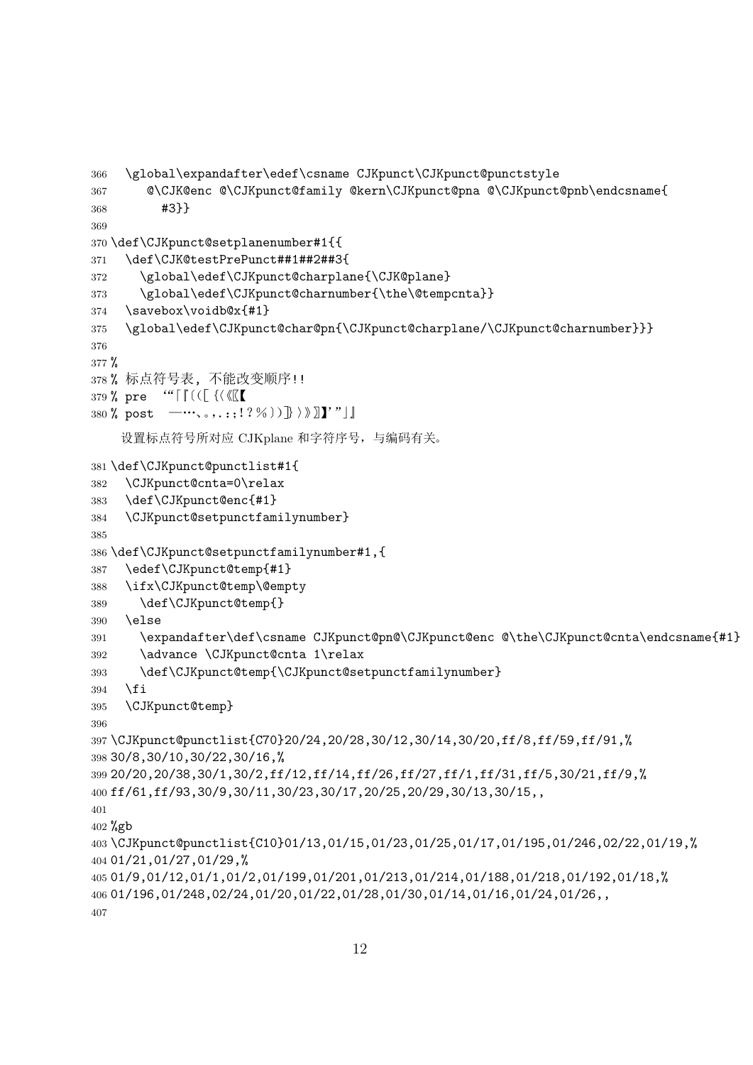```
366   \global\expandafter\edef\csname CJKpunct\CJKpunct@punctstyle
367     @\CJK@enc @\CJKpunct@family @kern\CJKpunct@pna @\CJKpunct@pnb\endcsname{
368       #3}}
369
370 \def\CJKpunct@setplanenumber#1{{
371   \def\CJK@testPrePunct##1##2##3{
372     \global\edef\CJKpunct@charplane{\CJK@plane}
373     \global\edef\CJKpunct@charnumber{\the\@tempcnta}}
374   \savebox\voidb@x{#1}
375   \global\edef\CJKpunct@char@pn{\CJKpunct@charplane/\CJKpunct@charnumber}}}
376
377 %
378 % 标点符号表，不能改变顺序!!
379 % pre  ‘“「『（(〔〖{〈《〘【
380 % post  —…、。，.：；！？％）)〕〗〉》〙】’”」』
```

设置标点符号所对应 CJKplane 和字符序号，与编码有关。

```
381 \def\CJKpunct@punctlist#1{
382   \CJKpunct@cnta=0\relax
383   \def\CJKpunct@enc{#1}
384   \CJKpunct@setpunctfamilynumber}
385
386 \def\CJKpunct@setpunctfamilynumber#1,{
387   \edef\CJKpunct@temp{#1}
388   \ifx\CJKpunct@temp\@empty
389     \def\CJKpunct@temp{}
390   \else
391     \expandafter\def\csname CJKpunct@pn@\CJKpunct@enc @\the\CJKpunct@cnta\endcsname{#1}
392     \advance \CJKpunct@cnta 1\relax
393     \def\CJKpunct@temp{\CJKpunct@setpunctfamilynumber}
394   \fi
395   \CJKpunct@temp}
396
397 \CJKpunct@punctlist{C70}20/24,20/28,30/12,30/14,30/20,ff/8,ff/59,ff/91,%
398 30/8,30/10,30/22,30/16,%
399 20/20,20/38,30/1,30/2,ff/12,ff/14,ff/26,ff/27,ff/1,ff/31,ff/5,30/21,ff/9,%
400 ff/61,ff/93,30/9,30/11,30/23,30/17,20/25,20/29,30/13,30/15,,
401
402 %gb
403 \CJKpunct@punctlist{C10}01/13,01/15,01/23,01/25,01/17,01/195,01/246,02/22,01/19,%
404 01/21,01/27,01/29,%
405 01/9,01/12,01/1,01/2,01/199,01/201,01/213,01/214,01/188,01/218,01/192,01/18,%
406 01/196,01/248,02/24,01/20,01/22,01/28,01/30,01/14,01/16,01/24,01/26,,
407
```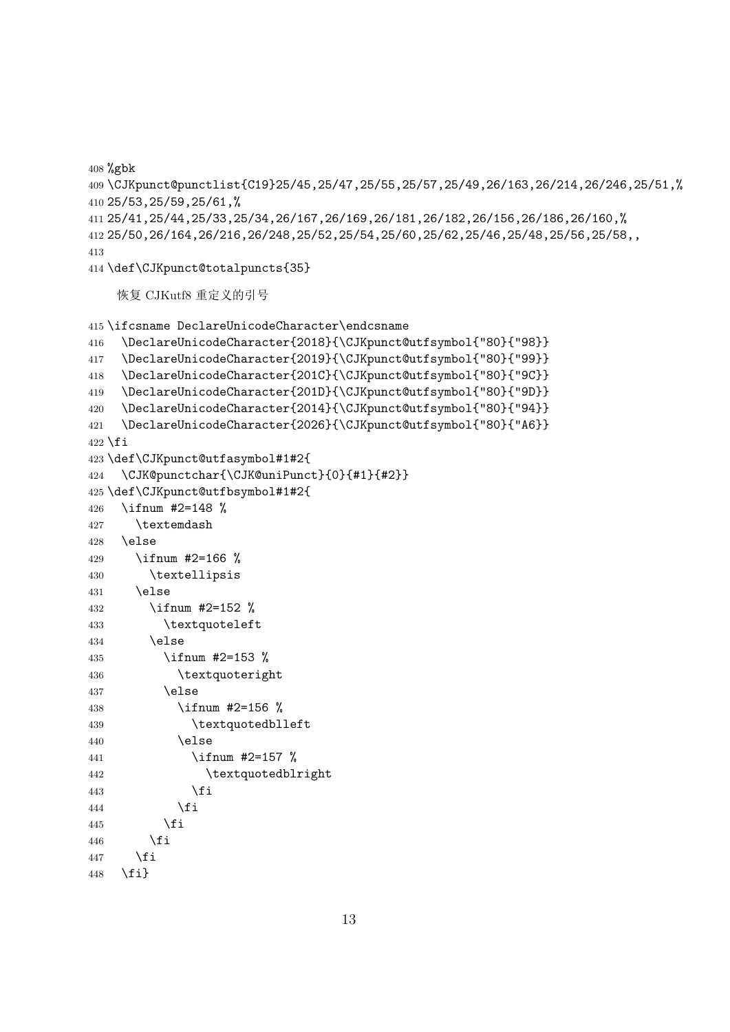```
408 %gbk
409 \CJKpunct@punctlist{C19}25/45,25/47,25/55,25/57,25/49,26/163,26/214,26/246,25/51,%
410 25/53,25/59,25/61,%
411 25/41,25/44,25/33,25/34,26/167,26/169,26/181,26/182,26/156,26/186,26/160,%
412 25/50,26/164,26/216,26/248,25/52,25/54,25/60,25/62,25/46,25/48,25/56,25/58,,
413
414 \def\CJKpunct@totalpuncts{35}
```

恢复 CJKutf8 重定义的引号

```
415 \ifcsname DeclareUnicodeCharacter\endcsname
416   \DeclareUnicodeCharacter{2018}{\CJKpunct@utfsymbol{"80}{"98}}
417   \DeclareUnicodeCharacter{2019}{\CJKpunct@utfsymbol{"80}{"99}}
418   \DeclareUnicodeCharacter{201C}{\CJKpunct@utfsymbol{"80}{"9C}}
419   \DeclareUnicodeCharacter{201D}{\CJKpunct@utfsymbol{"80}{"9D}}
420   \DeclareUnicodeCharacter{2014}{\CJKpunct@utfsymbol{"80}{"94}}
421   \DeclareUnicodeCharacter{2026}{\CJKpunct@utfsymbol{"80}{"A6}}
422 \fi
423 \def\CJKpunct@utfasymbol#1#2{
424   \CJK@punctchar{\CJK@uniPunct}{0}{#1}{#2}}
425 \def\CJKpunct@utfbsymbol#1#2{
426   \ifnum #2=148 %
427     \textemdash
428   \else
429     \ifnum #2=166 %
430       \textellipsis
431     \else
432       \ifnum #2=152 %
433         \textquoteleft
434       \else
435         \ifnum #2=153 %
436           \textquoteright
437         \else
438           \ifnum #2=156 %
439             \textquotedblleft
440           \else
441             \ifnum #2=157 %
442               \textquotedblright
443             \fi
444           \fi
445         \fi
446       \fi
447     \fi
448   \fi}
```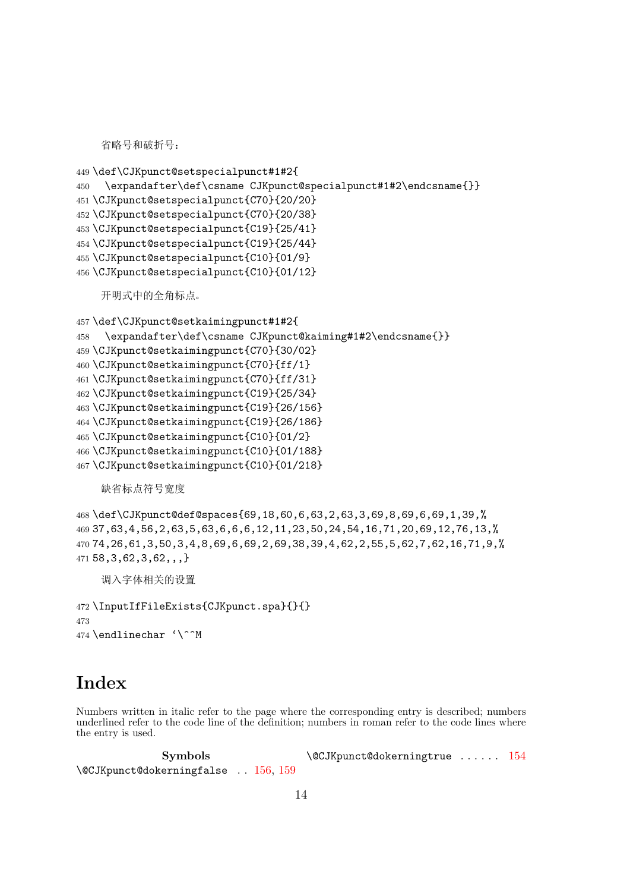省略号和破折号：

```
449 \def\CJKpunct@setspecialpunct#1#2{
450   \expandafter\def\csname CJKpunct@specialpunct#1#2\endcsname{}}
451 \CJKpunct@setspecialpunct{C70}{20/20}
452 \CJKpunct@setspecialpunct{C70}{20/38}
453 \CJKpunct@setspecialpunct{C19}{25/41}
454 \CJKpunct@setspecialpunct{C19}{25/44}
455 \CJKpunct@setspecialpunct{C10}{01/9}
456 \CJKpunct@setspecialpunct{C10}{01/12}
```

开明式中的全角标点。

```
457 \def\CJKpunct@setkaimingpunct#1#2{
458   \expandafter\def\csname CJKpunct@kaiming#1#2\endcsname{}}
459 \CJKpunct@setkaimingpunct{C70}{30/02}
460 \CJKpunct@setkaimingpunct{C70}{ff/1}
461 \CJKpunct@setkaimingpunct{C70}{ff/31}
462 \CJKpunct@setkaimingpunct{C19}{25/34}
463 \CJKpunct@setkaimingpunct{C19}{26/156}
464 \CJKpunct@setkaimingpunct{C19}{26/186}
465 \CJKpunct@setkaimingpunct{C10}{01/2}
466 \CJKpunct@setkaimingpunct{C10}{01/188}
467 \CJKpunct@setkaimingpunct{C10}{01/218}
```

缺省标点符号宽度

```
468 \def\CJKpunct@def@spaces{69,18,60,6,63,2,63,3,69,8,69,6,69,1,39,%
469 37,63,4,56,2,63,5,63,6,6,6,12,11,23,50,24,54,16,71,20,69,12,76,13,%
470 74,26,61,3,50,3,4,8,69,6,69,2,69,38,39,4,62,2,55,5,62,7,62,16,71,9,%
471 58,3,62,3,62,,,}
```

调入字体相关的设置

```
472 \InputIfFileExists{CJKpunct.spa}{}{}
473
474 \endlinechar `\^^M
```

# Index

Numbers written in italic refer to the page where the corresponding entry is described; numbers underlined refer to the code line of the definition; numbers in roman refer to the code lines where the entry is used.

**Symbols**

\@CJKpunct@dokerningfalse . . 156, 159

\@CJKpunct@dokerningtrue . . . . . . 154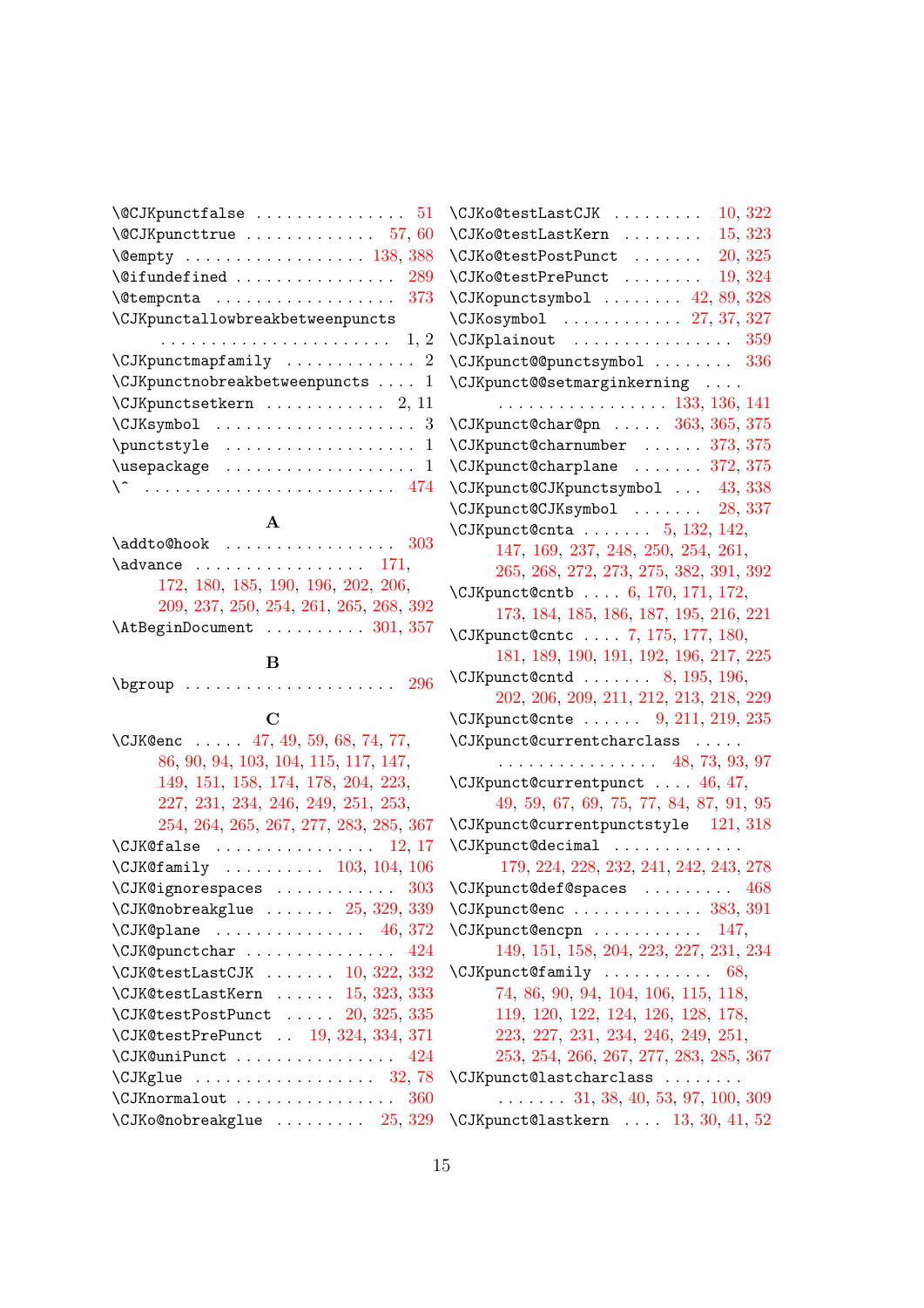\@CJKpunctfalse . . . . . . . . . . . . . . . 51
\@CJKpuncttrue . . . . . . . . . . . . . 57, 60
\@empty . . . . . . . . . . . . . . . . . . 138, 388
\@ifundefined . . . . . . . . . . . . . . . . 289
\@tempcnta . . . . . . . . . . . . . . . . . . 373
\CJKpunctallowbreakbetweenpuncts
. . . . . . . . . . . . . . . . . . . . . . . 1, 2
\CJKpunctmapfamily . . . . . . . . . . . . . 2
\CJKpunctnobreakbetweenpuncts . . . . 1
\CJKpunctsetkern . . . . . . . . . . . . 2, 11
\CJKsymbol . . . . . . . . . . . . . . . . . . . 3
\punctstyle . . . . . . . . . . . . . . . . . . . 1
\usepackage . . . . . . . . . . . . . . . . . . . 1
\^ . . . . . . . . . . . . . . . . . . . . . . . . . 474

**A**

\addto@hook . . . . . . . . . . . . . . . . . 303
\advance . . . . . . . . . . . . . . . . . 171, 172, 180, 185, 190, 196, 202, 206, 209, 237, 250, 254, 261, 265, 268, 392
\AtBeginDocument . . . . . . . . . . 301, 357

**B**

\bgroup . . . . . . . . . . . . . . . . . . . . . 296

**C**

\CJK@enc . . . . . 47, 49, 59, 68, 74, 77, 86, 90, 94, 103, 104, 115, 117, 147, 149, 151, 158, 174, 178, 204, 223, 227, 231, 234, 246, 249, 251, 253, 254, 264, 265, 267, 277, 283, 285, 367
\CJK@false . . . . . . . . . . . . . . . . 12, 17
\CJK@family . . . . . . . . . . 103, 104, 106
\CJK@ignorespaces . . . . . . . . . . . . 303
\CJK@nobreakglue . . . . . . . 25, 329, 339
\CJK@plane . . . . . . . . . . . . . . . 46, 372
\CJK@punctchar . . . . . . . . . . . . . . . 424
\CJK@testLastCJK . . . . . . . 10, 322, 332
\CJK@testLastKern . . . . . . 15, 323, 333
\CJK@testPostPunct . . . . . 20, 325, 335
\CJK@testPrePunct . . 19, 324, 334, 371
\CJK@uniPunct . . . . . . . . . . . . . . . . 424
\CJKglue . . . . . . . . . . . . . . . . . . 32, 78
\CJKnormalout . . . . . . . . . . . . . . . . 360
\CJKo@nobreakglue . . . . . . . . . 25, 329
\CJKo@testLastCJK . . . . . . . . . 10, 322
\CJKo@testLastKern . . . . . . . . 15, 323
\CJKo@testPostPunct . . . . . . . 20, 325
\CJKo@testPrePunct . . . . . . . . 19, 324
\CJKopunctsymbol . . . . . . . . 42, 89, 328
\CJKosymbol . . . . . . . . . . . . 27, 37, 327
\CJKplainout . . . . . . . . . . . . . . . . 359
\CJKpunct@@punctsymbol . . . . . . . . 336
\CJKpunct@@setmarginkerning . . . .
. . . . . . . . . . . . . . . . . 133, 136, 141
\CJKpunct@char@pn . . . . . 363, 365, 375
\CJKpunct@charnumber . . . . . . 373, 375
\CJKpunct@charplane . . . . . . . 372, 375
\CJKpunct@CJKpunctsymbol . . . 43, 338
\CJKpunct@CJKsymbol . . . . . . . 28, 337
\CJKpunct@cnta . . . . . . . 5, 132, 142, 147, 169, 237, 248, 250, 254, 261, 265, 268, 272, 273, 275, 382, 391, 392
\CJKpunct@cntb . . . . 6, 170, 171, 172, 173, 184, 185, 186, 187, 195, 216, 221
\CJKpunct@cntc . . . . 7, 175, 177, 180, 181, 189, 190, 191, 192, 196, 217, 225
\CJKpunct@cntd . . . . . . . 8, 195, 196, 202, 206, 209, 211, 212, 213, 218, 229
\CJKpunct@cnte . . . . . . 9, 211, 219, 235
\CJKpunct@currentcharclass . . . . .
. . . . . . . . . . . . . . . . 48, 73, 93, 97
\CJKpunct@currentpunct . . . . 46, 47, 49, 59, 67, 69, 75, 77, 84, 87, 91, 95
\CJKpunct@currentpunctstyle 121, 318
\CJKpunct@decimal . . . . . . . . . . . . 179, 224, 228, 232, 241, 242, 243, 278
\CJKpunct@def@spaces . . . . . . . . . 468
\CJKpunct@enc . . . . . . . . . . . . . 383, 391
\CJKpunct@encpn . . . . . . . . . . . 147, 149, 151, 158, 204, 223, 227, 231, 234
\CJKpunct@family . . . . . . . . . . . 68, 74, 86, 90, 94, 104, 106, 115, 118, 119, 120, 122, 124, 126, 128, 178, 223, 227, 231, 234, 246, 249, 251, 253, 254, 266, 267, 277, 283, 285, 367
\CJKpunct@lastcharclass . . . . . . . .
. . . . . . . 31, 38, 40, 53, 97, 100, 309
\CJKpunct@lastkern . . . . 13, 30, 41, 52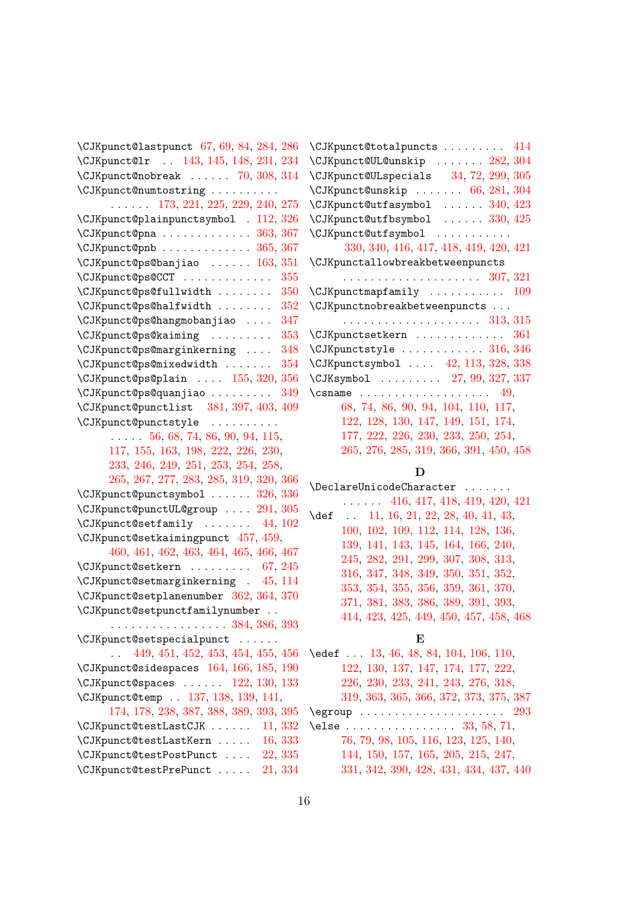\CJKpunct@lastpunct 67, 69, 84, 284, 286
\CJKpunct@lr . . 143, 145, 148, 231, 234
\CJKpunct@nobreak . . . . . . 70, 308, 314
\CJKpunct@numtostring . . . . . . . . . . . . . . . . 173, 221, 225, 229, 240, 275
\CJKpunct@plainpunctsymbol . 112, 326
\CJKpunct@pna . . . . . . . . . . . . . 363, 367
\CJKpunct@pnb . . . . . . . . . . . . . 365, 367
\CJKpunct@ps@banjiao . . . . . . 163, 351
\CJKpunct@ps@CCT . . . . . . . . . . . . . 355
\CJKpunct@ps@fullwidth . . . . . . . . 350
\CJKpunct@ps@halfwidth . . . . . . . . 352
\CJKpunct@ps@hangmobanjiao . . . . 347
\CJKpunct@ps@kaiming . . . . . . . . . 353
\CJKpunct@ps@marginkerning . . . . 348
\CJKpunct@ps@mixedwidth . . . . . . . 354
\CJKpunct@ps@plain . . . . 155, 320, 356
\CJKpunct@ps@quanjiao . . . . . . . . . 349
\CJKpunct@punctlist 381, 397, 403, 409
\CJKpunct@punctstyle . . . . . . . . . . . . . . 56, 68, 74, 86, 90, 94, 115, 117, 155, 163, 198, 222, 226, 230, 233, 246, 249, 251, 253, 254, 258, 265, 267, 277, 283, 285, 319, 320, 366
\CJKpunct@punctsymbol . . . . . . 326, 336
\CJKpunct@punctUL@group . . . . 291, 305
\CJKpunct@setfamily . . . . . . . 44, 102
\CJKpunct@setkaimingpunct 457, 459, 460, 461, 462, 463, 464, 465, 466, 467
\CJKpunct@setkern . . . . . . . . . 67, 245
\CJKpunct@setmarginkerning . 45, 114
\CJKpunct@setplanenumber 362, 364, 370
\CJKpunct@setpunctfamilynumber . . . . . . . . . . . . . . . . . . . . 384, 386, 393
\CJKpunct@setspecialpunct . . . . . . . . 449, 451, 452, 453, 454, 455, 456
\CJKpunct@sidespaces 164, 166, 185, 190
\CJKpunct@spaces . . . . . . 122, 130, 133
\CJKpunct@temp . . 137, 138, 139, 141, 174, 178, 238, 387, 388, 389, 393, 395
\CJKpunct@testLastCJK . . . . . . 11, 332
\CJKpunct@testLastKern . . . . . 16, 333
\CJKpunct@testPostPunct . . . . 22, 335
\CJKpunct@testPrePunct . . . . . 21, 334
\CJKpunct@totalpuncts . . . . . . . . . 414
\CJKpunct@UL@unskip . . . . . . . 282, 304
\CJKpunct@ULspecials 34, 72, 299, 305
\CJKpunct@unskip . . . . . . . 66, 281, 304
\CJKpunct@utfasymbol . . . . . . 340, 423
\CJKpunct@utfbsymbol . . . . . . 330, 425
\CJKpunct@utfsymbol . . . . . . . . . . . 330, 340, 416, 417, 418, 419, 420, 421
\CJKpunctallowbreakbetweenpuncts . . . . . . . . . . . . . . . . . . . . 307, 321
\CJKpunctmapfamily . . . . . . . . . . . 109
\CJKpunctnobreakbetweenpuncts . . . . . . . . . . . . . . . . . . . . . . 313, 315
\CJKpunctsetkern . . . . . . . . . . . . . 361
\CJKpunctstyle . . . . . . . . . . . . 316, 346
\CJKpunctsymbol . . . . 42, 113, 328, 338
\CJKsymbol . . . . . . . . . 27, 99, 327, 337
\csname . . . . . . . . . . . . . . . . . . . 49, 68, 74, 86, 90, 94, 104, 110, 117, 122, 128, 130, 147, 149, 151, 174, 177, 222, 226, 230, 233, 250, 254, 265, 276, 285, 319, 366, 391, 450, 458

**D**

\DeclareUnicodeCharacter . . . . . . . . . . . . . 416, 417, 418, 419, 420, 421
\def . . 11, 16, 21, 22, 28, 40, 41, 43, 100, 102, 109, 112, 114, 128, 136, 139, 141, 143, 145, 164, 166, 240, 245, 282, 291, 299, 307, 308, 313, 316, 347, 348, 349, 350, 351, 352, 353, 354, 355, 356, 359, 361, 370, 371, 381, 383, 386, 389, 391, 393, 414, 423, 425, 449, 450, 457, 458, 468

**E**

\edef . . . 13, 46, 48, 84, 104, 106, 110, 122, 130, 137, 147, 174, 177, 222, 226, 230, 233, 241, 243, 276, 318, 319, 363, 365, 366, 372, 373, 375, 387
\egroup . . . . . . . . . . . . . . . . . . . . 293
\else . . . . . . . . . . . . . . . . 33, 58, 71, 76, 79, 98, 105, 116, 123, 125, 140, 144, 150, 157, 165, 205, 215, 247, 331, 342, 390, 428, 431, 434, 437, 440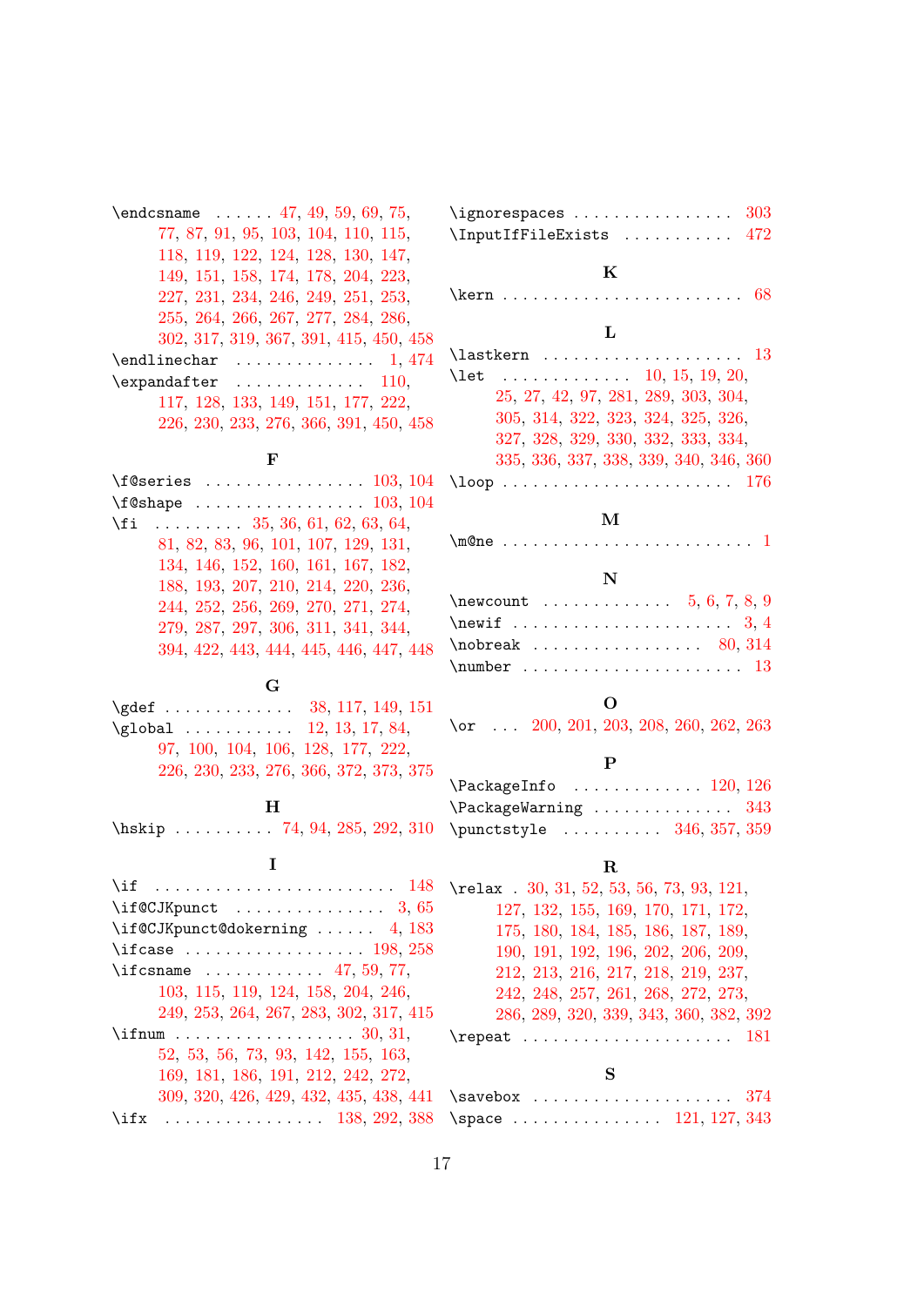\endcsname . . . . . . 47, 49, 59, 69, 75, 77, 87, 91, 95, 103, 104, 110, 115, 118, 119, 122, 124, 128, 130, 147, 149, 151, 158, 174, 178, 204, 223, 227, 231, 234, 246, 249, 251, 253, 255, 264, 266, 267, 277, 284, 286, 302, 317, 319, 367, 391, 415, 450, 458
\endlinechar . . . . . . . . . . . . . 1, 474
\expandafter . . . . . . . . . . . . . 110, 117, 128, 133, 149, 151, 177, 222, 226, 230, 233, 276, 366, 391, 450, 458

**F**

\f@series . . . . . . . . . . . . . . . . 103, 104
\f@shape . . . . . . . . . . . . . . . . . 103, 104
\fi . . . . . . . . . 35, 36, 61, 62, 63, 64, 81, 82, 83, 96, 101, 107, 129, 131, 134, 146, 152, 160, 161, 167, 182, 188, 193, 207, 210, 214, 220, 236, 244, 252, 256, 269, 270, 271, 274, 279, 287, 297, 306, 311, 341, 344, 394, 422, 443, 444, 445, 446, 447, 448

**G**

\gdef . . . . . . . . . . . . . 38, 117, 149, 151
\global . . . . . . . . . . . 12, 13, 17, 84, 97, 100, 104, 106, 128, 177, 222, 226, 230, 233, 276, 366, 372, 373, 375

**H**

\hskip . . . . . . . . . . 74, 94, 285, 292, 310

**I**

\if . . . . . . . . . . . . . . . . . . . . . . . . 148
\if@CJKpunct . . . . . . . . . . . . . . . 3, 65
\if@CJKpunct@dokerning . . . . . . 4, 183
\ifcase . . . . . . . . . . . . . . . . . . 198, 258
\ifcsname . . . . . . . . . . . . 47, 59, 77, 103, 115, 119, 124, 158, 204, 246, 249, 253, 264, 267, 283, 302, 317, 415
\ifnum . . . . . . . . . . . . . . . . . . 30, 31, 52, 53, 56, 73, 93, 142, 155, 163, 169, 181, 186, 191, 212, 242, 272, 309, 320, 426, 429, 432, 435, 438, 441
\ifx . . . . . . . . . . . . . . . . 138, 292, 388
\ignorespaces . . . . . . . . . . . . . . . . 303
\InputIfFileExists . . . . . . . . . . . 472

**K**

\kern . . . . . . . . . . . . . . . . . . . . . . . . 68

**L**

\lastkern . . . . . . . . . . . . . . . . . . . . 13
\let . . . . . . . . . . . . . 10, 15, 19, 20, 25, 27, 42, 97, 281, 289, 303, 304, 305, 314, 322, 323, 324, 325, 326, 327, 328, 329, 330, 332, 333, 334, 335, 336, 337, 338, 339, 340, 346, 360
\loop . . . . . . . . . . . . . . . . . . . . . . . 176

**M**

\m@ne . . . . . . . . . . . . . . . . . . . . . . . . . 1

**N**

\newcount . . . . . . . . . . . . . 5, 6, 7, 8, 9
\newif . . . . . . . . . . . . . . . . . . . . . . 3, 4
\nobreak . . . . . . . . . . . . . . . . . 80, 314
\number . . . . . . . . . . . . . . . . . . . . . . 13

**O**

\or . . . 200, 201, 203, 208, 260, 262, 263

**P**

\PackageInfo . . . . . . . . . . . . . 120, 126
\PackageWarning . . . . . . . . . . . . . . 343
\punctstyle . . . . . . . . . . 346, 357, 359

**R**

\relax . 30, 31, 52, 53, 56, 73, 93, 121, 127, 132, 155, 169, 170, 171, 172, 175, 180, 184, 185, 186, 187, 189, 190, 191, 192, 196, 202, 206, 209, 212, 213, 216, 217, 218, 219, 237, 242, 248, 257, 261, 268, 272, 273, 286, 289, 320, 339, 343, 360, 382, 392
\repeat . . . . . . . . . . . . . . . . . . . . . 181

**S**

\savebox . . . . . . . . . . . . . . . . . . . . 374
\space . . . . . . . . . . . . . . . 121, 127, 343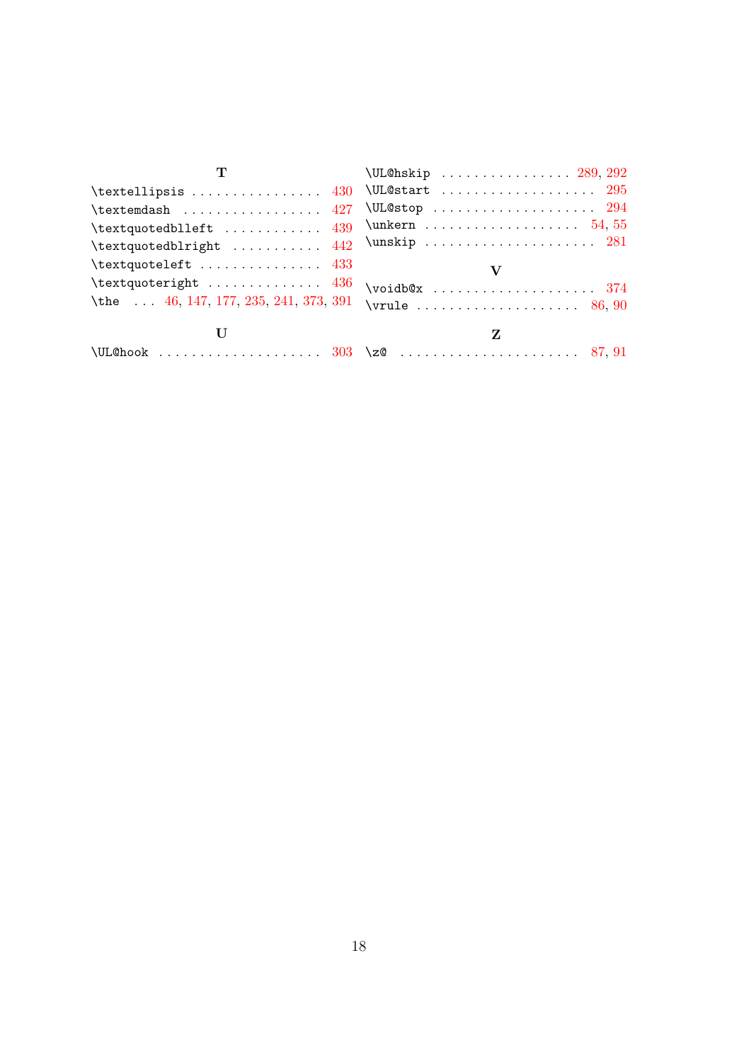**T**

\textellipsis . . . . . . . . . . . . . . . . 430
\textemdash . . . . . . . . . . . . . . . . . 427
\textquotedblleft . . . . . . . . . . . . 439
\textquotedblright . . . . . . . . . . . 442
\textquoteleft . . . . . . . . . . . . . . . 433
\textquoteright . . . . . . . . . . . . . . 436
\the . . . 46, 147, 177, 235, 241, 373, 391

**U**

\UL@hook . . . . . . . . . . . . . . . . . . . . 303
\UL@hskip . . . . . . . . . . . . . . . . 289, 292
\UL@start . . . . . . . . . . . . . . . . . . . 295
\UL@stop . . . . . . . . . . . . . . . . . . . . 294
\unkern . . . . . . . . . . . . . . . . . . . 54, 55
\unskip . . . . . . . . . . . . . . . . . . . . . 281

**V**

\voidb@x . . . . . . . . . . . . . . . . . . . . 374
\vrule . . . . . . . . . . . . . . . . . . . . 86, 90

**Z**

\z@ . . . . . . . . . . . . . . . . . . . . . . 87, 91